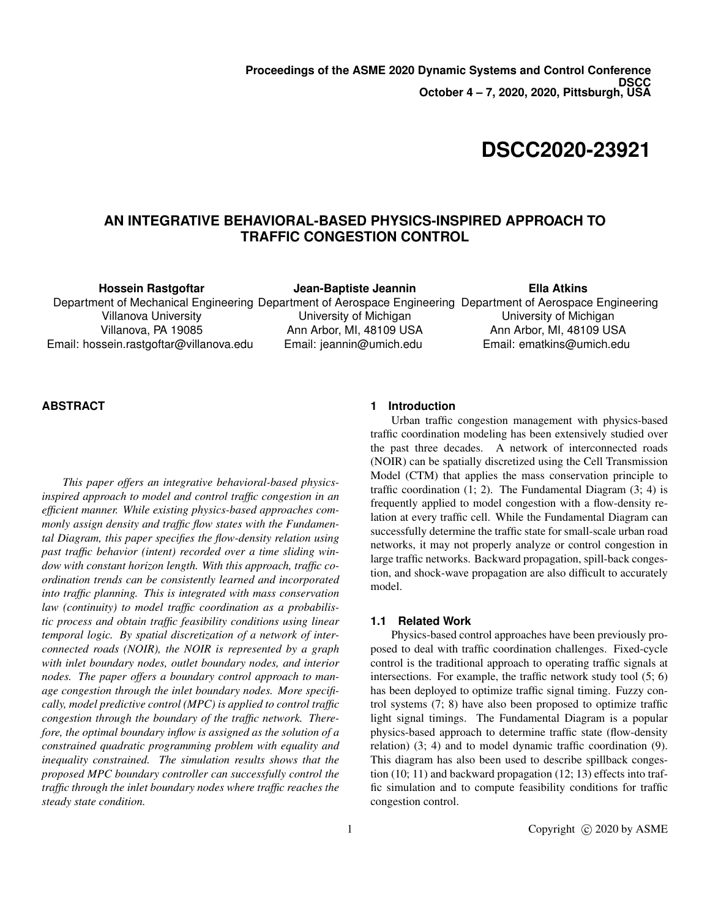**Proceedings of the ASME 2020 Dynamic Systems and Control Conference**
**DSCC**
**October 4 – 7, 2020, 2020, Pittsburgh, USA**

# DSCC2020-23921

## AN INTEGRATIVE BEHAVIORAL-BASED PHYSICS-INSPIRED APPROACH TO TRAFFIC CONGESTION CONTROL

**Hossein Rastgoftar**
Department of Mechanical Engineering
Villanova University
Villanova, PA 19085
Email: hossein.rastgoftar@villanova.edu

**Jean-Baptiste Jeannin**
Department of Aerospace Engineering
University of Michigan
Ann Arbor, MI, 48109 USA
Email: jeannin@umich.edu

**Ella Atkins**
Department of Aerospace Engineering
University of Michigan
Ann Arbor, MI, 48109 USA
Email: ematkins@umich.edu

### ABSTRACT

*This paper offers an integrative behavioral-based physics-inspired approach to model and control traffic congestion in an efficient manner. While existing physics-based approaches commonly assign density and traffic flow states with the Fundamental Diagram, this paper specifies the flow-density relation using past traffic behavior (intent) recorded over a time sliding window with constant horizon length. With this approach, traffic coordination trends can be consistently learned and incorporated into traffic planning. This is integrated with mass conservation law (continuity) to model traffic coordination as a probabilistic process and obtain traffic feasibility conditions using linear temporal logic. By spatial discretization of a network of interconnected roads (NOIR), the NOIR is represented by a graph with inlet boundary nodes, outlet boundary nodes, and interior nodes. The paper offers a boundary control approach to manage congestion through the inlet boundary nodes. More specifically, model predictive control (MPC) is applied to control traffic congestion through the boundary of the traffic network. Therefore, the optimal boundary inflow is assigned as the solution of a constrained quadratic programming problem with equality and inequality constrained. The simulation results shows that the proposed MPC boundary controller can successfully control the traffic through the inlet boundary nodes where traffic reaches the steady state condition.*

### 1 Introduction

Urban traffic congestion management with physics-based traffic coordination modeling has been extensively studied over the past three decades. A network of interconnected roads (NOIR) can be spatially discretized using the Cell Transmission Model (CTM) that applies the mass conservation principle to traffic coordination (1; 2). The Fundamental Diagram (3; 4) is frequently applied to model congestion with a flow-density relation at every traffic cell. While the Fundamental Diagram can successfully determine the traffic state for small-scale urban road networks, it may not properly analyze or control congestion in large traffic networks. Backward propagation, spill-back congestion, and shock-wave propagation are also difficult to accurately model.

#### 1.1 Related Work

Physics-based control approaches have been previously proposed to deal with traffic coordination challenges. Fixed-cycle control is the traditional approach to operating traffic signals at intersections. For example, the traffic network study tool (5; 6) has been deployed to optimize traffic signal timing. Fuzzy control systems (7; 8) have also been proposed to optimize traffic light signal timings. The Fundamental Diagram is a popular physics-based approach to determine traffic state (flow-density relation) (3; 4) and to model dynamic traffic coordination (9). This diagram has also been used to describe spillback congestion (10; 11) and backward propagation (12; 13) effects into traffic simulation and to compute feasibility conditions for traffic congestion control.

Copyright © 2020 by ASME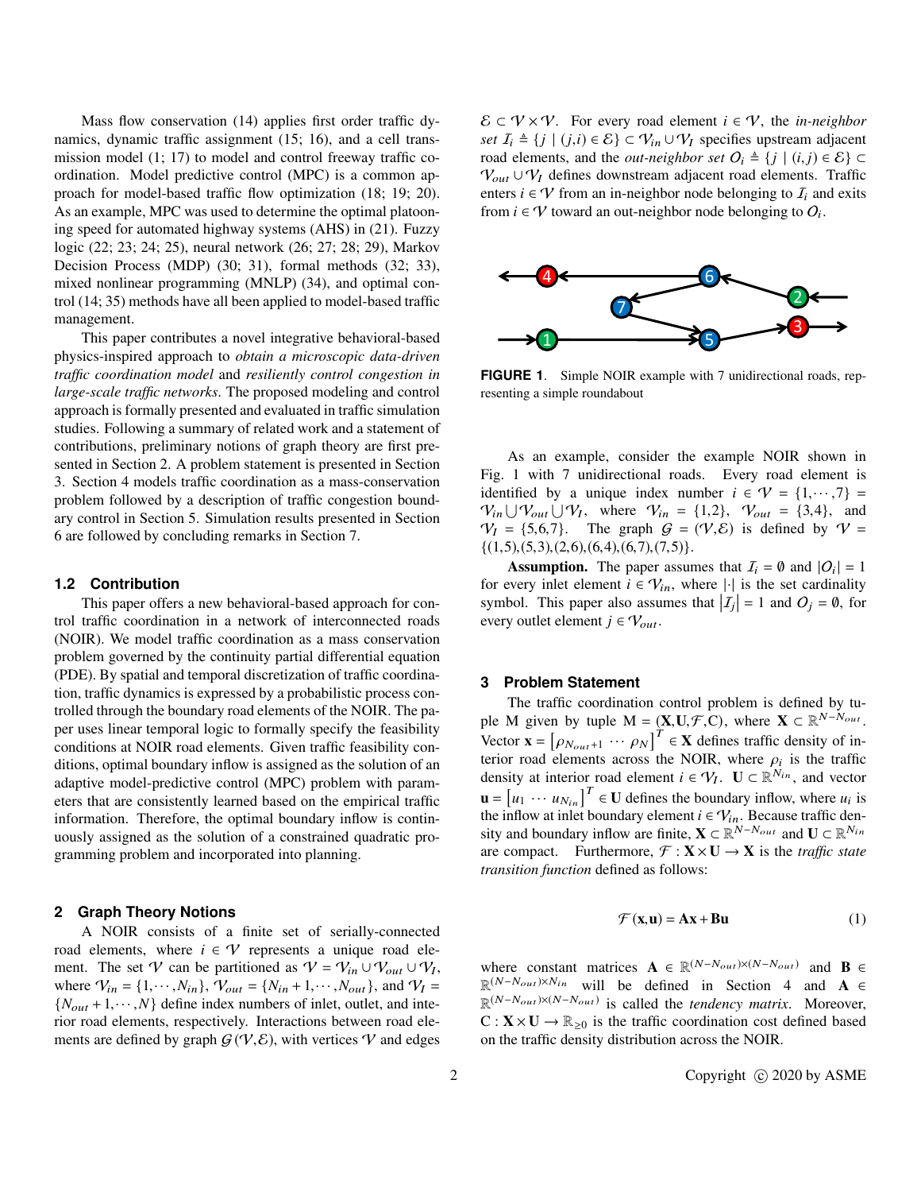Mass flow conservation (14) applies first order traffic dynamics, dynamic traffic assignment (15; 16), and a cell transmission model (1; 17) to model and control freeway traffic coordination. Model predictive control (MPC) is a common approach for model-based traffic flow optimization (18; 19; 20). As an example, MPC was used to determine the optimal platooning speed for automated highway systems (AHS) in (21). Fuzzy logic (22; 23; 24; 25), neural network (26; 27; 28; 29), Markov Decision Process (MDP) (30; 31), formal methods (32; 33), mixed nonlinear programming (MNLP) (34), and optimal control (14; 35) methods have all been applied to model-based traffic management.

This paper contributes a novel integrative behavioral-based physics-inspired approach to *obtain a microscopic data-driven traffic coordination model* and *resiliently control congestion in large-scale traffic networks*. The proposed modeling and control approach is formally presented and evaluated in traffic simulation studies. Following a summary of related work and a statement of contributions, preliminary notions of graph theory are first presented in Section 2. A problem statement is presented in Section 3. Section 4 models traffic coordination as a mass-conservation problem followed by a description of traffic congestion boundary control in Section 5. Simulation results presented in Section 6 are followed by concluding remarks in Section 7.

### 1.2 Contribution

This paper offers a new behavioral-based approach for control traffic coordination in a network of interconnected roads (NOIR). We model traffic coordination as a mass conservation problem governed by the continuity partial differential equation (PDE). By spatial and temporal discretization of traffic coordination, traffic dynamics is expressed by a probabilistic process controlled through the boundary road elements of the NOIR. The paper uses linear temporal logic to formally specify the feasibility conditions at NOIR road elements. Given traffic feasibility conditions, optimal boundary inflow is assigned as the solution of an adaptive model-predictive control (MPC) problem with parameters that are consistently learned based on the empirical traffic information. Therefore, the optimal boundary inflow is continuously assigned as the solution of a constrained quadratic programming problem and incorporated into planning.

## 2 Graph Theory Notions

A NOIR consists of a finite set of serially-connected road elements, where $i \in \mathcal{V}$ represents a unique road element. The set $\mathcal{V}$ can be partitioned as $\mathcal{V} = \mathcal{V}_{in} \cup \mathcal{V}_{out} \cup \mathcal{V}_I$, where $\mathcal{V}_{in} = \{1, \cdots, N_{in}\}$, $\mathcal{V}_{out} = \{N_{in}+1, \cdots, N_{out}\}$, and $\mathcal{V}_I = \{N_{out}+1, \cdots, N\}$ define index numbers of inlet, outlet, and interior road elements, respectively. Interactions between road elements are defined by graph $\mathcal{G}(\mathcal{V}, \mathcal{E})$, with vertices $\mathcal{V}$ and edges $\mathcal{E} \subset \mathcal{V} \times \mathcal{V}$. For every road element $i \in \mathcal{V}$, the *in-neighbor set* $\mathcal{I}_i \triangleq \{j \mid (j,i) \in \mathcal{E}\} \subset \mathcal{V}_{in} \cup \mathcal{V}_I$ specifies upstream adjacent road elements, and the *out-neighbor set* $\mathcal{O}_i \triangleq \{j \mid (i,j) \in \mathcal{E}\} \subset \mathcal{V}_{out} \cup \mathcal{V}_I$ defines downstream adjacent road elements. Traffic enters $i \in \mathcal{V}$ from an in-neighbor node belonging to $\mathcal{I}_i$ and exits from $i \in \mathcal{V}$ toward an out-neighbor node belonging to $\mathcal{O}_i$.

**FIGURE 1**. Simple NOIR example with 7 unidirectional roads, representing a simple roundabout

As an example, consider the example NOIR shown in Fig. 1 with 7 unidirectional roads. Every road element is identified by a unique index number $i \in \mathcal{V} = \{1, \cdots, 7\} = \mathcal{V}_{in} \bigcup \mathcal{V}_{out} \bigcup \mathcal{V}_I$, where $\mathcal{V}_{in} = \{1,2\}$, $\mathcal{V}_{out} = \{3,4\}$, and $\mathcal{V}_I = \{5,6,7\}$. The graph $\mathcal{G} = (\mathcal{V}, \mathcal{E})$ is defined by $\mathcal{V} = \{(1,5),(5,3),(2,6),(6,4),(6,7),(7,5)\}$.

**Assumption.** The paper assumes that $\mathcal{I}_i = \emptyset$ and $|\mathcal{O}_i| = 1$ for every inlet element $i \in \mathcal{V}_{in}$, where $|\cdot|$ is the set cardinality symbol. This paper also assumes that $|\mathcal{I}_j| = 1$ and $\mathcal{O}_j = \emptyset$, for every outlet element $j \in \mathcal{V}_{out}$.

## 3 Problem Statement

The traffic coordination control problem is defined by tuple M given by tuple $\mathrm{M} = (\mathbf{X}, \mathbf{U}, \mathcal{F}, \mathrm{C})$, where $\mathbf{X} \subset \mathbb{R}^{N-N_{out}}$. Vector $\mathbf{x} = \begin{bmatrix} \rho_{N_{out}+1} & \cdots & \rho_N \end{bmatrix}^T \in \mathbf{X}$ defines traffic density of interior road elements across the NOIR, where $\rho_i$ is the traffic density at interior road element $i \in \mathcal{V}_I$. $\mathbf{U} \subset \mathbb{R}^{N_{in}}$, and vector $\mathbf{u} = \begin{bmatrix} u_1 & \cdots & u_{N_{in}} \end{bmatrix}^T \in \mathbf{U}$ defines the boundary inflow, where $u_i$ is the inflow at inlet boundary element $i \in \mathcal{V}_{in}$. Because traffic density and boundary inflow are finite, $\mathbf{X} \subset \mathbb{R}^{N-N_{out}}$ and $\mathbf{U} \subset \mathbb{R}^{N_{in}}$ are compact. Furthermore, $\mathcal{F} : \mathbf{X} \times \mathbf{U} \to \mathbf{X}$ is the *traffic state transition function* defined as follows:

$$
\mathcal{F}(\mathbf{x}, \mathbf{u}) = \mathbf{A}\mathbf{x} + \mathbf{B}\mathbf{u} \tag{1}
$$

where constant matrices $\mathbf{A} \in \mathbb{R}^{(N-N_{out}) \times (N-N_{out})}$ and $\mathbf{B} \in \mathbb{R}^{(N-N_{out}) \times N_{in}}$ will be defined in Section 4 and $\mathbf{A} \in \mathbb{R}^{(N-N_{out}) \times (N-N_{out})}$ is called the *tendency matrix*. Moreover, $\mathrm{C} : \mathbf{X} \times \mathbf{U} \to \mathbb{R}_{\geq 0}$ is the traffic coordination cost defined based on the traffic density distribution across the NOIR.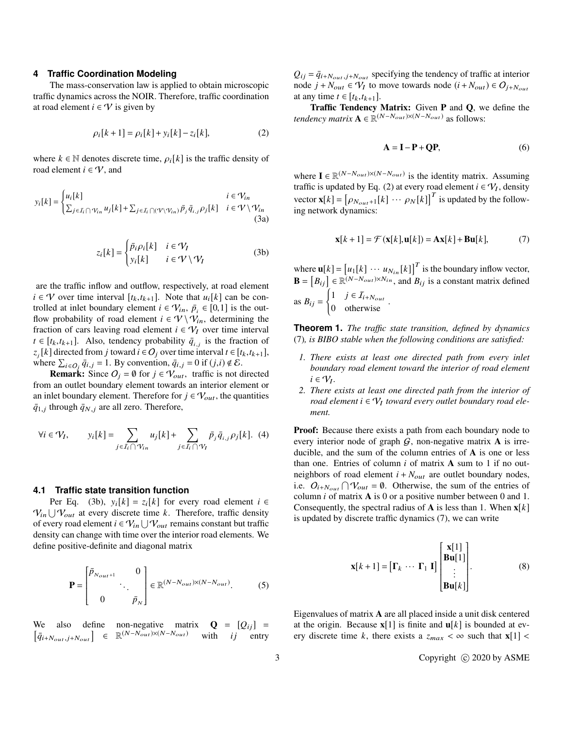## 4 Traffic Coordination Modeling

The mass-conservation law is applied to obtain microscopic traffic dynamics across the NOIR. Therefore, traffic coordination at road element $i \in \mathcal{V}$ is given by

$$\rho_i[k+1] = \rho_i[k] + y_i[k] - z_i[k], \tag{2}$$

where $k \in \mathbb{N}$ denotes discrete time, $\rho_i[k]$ is the traffic density of road element $i \in \mathcal{V}$, and

$$y_i[k] = \begin{cases} u_i[k] & i \in \mathcal{V}_{in} \\ \sum_{j \in \mathcal{I}_i \bigcap \mathcal{V}_{in}} u_j[k] + \sum_{j \in \mathcal{I}_i \bigcap (\mathcal{V} \setminus \mathcal{V}_{in})} \bar{p}_j \bar{q}_{i,j} \rho_j[k] & i \in \mathcal{V} \setminus \mathcal{V}_{in} \end{cases} \tag{3a}$$

$$z_i[k] = \begin{cases} \bar{p}_i \rho_i[k] & i \in \mathcal{V}_I \\ y_i[k] & i \in \mathcal{V} \setminus \mathcal{V}_I \end{cases} \tag{3b}$$

are the traffic inflow and outflow, respectively, at road element $i \in \mathcal{V}$ over time interval $[t_k, t_{k+1}]$. Note that $u_i[k]$ can be controlled at inlet boundary element $i \in \mathcal{V}_{in}$, $\bar{p}_i \in [0,1]$ is the outflow probability of road element $i \in \mathcal{V} \setminus \mathcal{V}_{in}$, determining the fraction of cars leaving road element $i \in \mathcal{V}_I$ over time interval $t \in [t_k, t_{k+1}]$. Also, tendency probability $\bar{q}_{i,j}$ is the fraction of $z_j[k]$ directed from $j$ toward $i \in O_j$ over time interval $t \in [t_k, t_{k+1}]$, where $\sum_{i \in O_j} \bar{q}_{i,j} = 1$. By convention, $\bar{q}_{i,j} = 0$ if $(j,i) \notin \mathcal{E}$.

**Remark:** Since $O_j = \emptyset$ for $j \in \mathcal{V}_{out}$, traffic is not directed from an outlet boundary element towards an interior element or an inlet boundary element. Therefore for $j \in \mathcal{V}_{out}$, the quantities $\bar{q}_{1,j}$ through $\bar{q}_{N,j}$ are all zero. Therefore,

$$\forall i \in \mathcal{V}_I, \qquad y_i[k] = \sum_{j \in \mathcal{I}_i \bigcap \mathcal{V}_{in}} u_j[k] + \sum_{j \in \mathcal{I}_i \bigcap \mathcal{V}_I} \bar{p}_j \bar{q}_{i,j} \rho_j[k]. \tag{4}$$

### 4.1 Traffic state transition function

Per Eq. (3b), $y_i[k] = z_i[k]$ for every road element $i \in \mathcal{V}_{in} \bigcup \mathcal{V}_{out}$ at every discrete time $k$. Therefore, traffic density of every road element $i \in \mathcal{V}_{in} \bigcup \mathcal{V}_{out}$ remains constant but traffic density can change with time over the interior road elements. We define positive-definite and diagonal matrix

$$\mathbf{P} = \begin{bmatrix} \bar{p}_{N_{out}+1} & & 0 \\ & \ddots & \\ 0 & & \bar{p}_N \end{bmatrix} \in \mathbb{R}^{(N-N_{out}) \times (N-N_{out})}. \tag{5}$$

We also define non-negative matrix $\mathbf{Q} = [Q_{ij}] = [\bar{q}_{i+N_{out}, j+N_{out}}] \in \mathbb{R}^{(N-N_{out}) \times (N-N_{out})}$ with $ij$ entry $Q_{ij} = \bar{q}_{i+N_{out}, j+N_{out}}$ specifying the tendency of traffic at interior node $j + N_{out} \in \mathcal{V}_I$ to move towards node $(i + N_{out}) \in O_{j+N_{out}}$ at any time $t \in [t_k, t_{k+1}]$.

**Traffic Tendency Matrix:** Given $\mathbf{P}$ and $\mathbf{Q}$, we define the *tendency matrix* $\mathbf{A} \in \mathbb{R}^{(N-N_{out}) \times (N-N_{out})}$ as follows:

$$\mathbf{A} = \mathbf{I} - \mathbf{P} + \mathbf{Q}\mathbf{P}, \tag{6}$$

where $\mathbf{I} \in \mathbb{R}^{(N-N_{out}) \times (N-N_{out})}$ is the identity matrix. Assuming traffic is updated by Eq. (2) at every road element $i \in \mathcal{V}_I$, density vector $\mathbf{x}[k] = \begin{bmatrix} \rho_{N_{out}+1}[k] & \cdots & \rho_N[k] \end{bmatrix}^T$ is updated by the following network dynamics:

$$\mathbf{x}[k+1] = \mathcal{F}(\mathbf{x}[k], \mathbf{u}[k]) = \mathbf{A}\mathbf{x}[k] + \mathbf{B}\mathbf{u}[k], \tag{7}$$

where $\mathbf{u}[k] = \begin{bmatrix} u_1[k] & \cdots & u_{N_{in}}[k] \end{bmatrix}^T$ is the boundary inflow vector, $\mathbf{B} = [B_{ij}] \in \mathbb{R}^{(N-N_{out}) \times N_{in}}$, and $B_{ij}$ is a constant matrix defined as $B_{ij} = \begin{cases} 1 & j \in \mathcal{I}_{i+N_{out}} \\ 0 & \text{otherwise} \end{cases}$.

**Theorem 1.** *The traffic state transition, defined by dynamics* (7)*, is BIBO stable when the following conditions are satisfied:*

1. *There exists at least one directed path from every inlet boundary road element toward the interior of road element $i \in \mathcal{V}_I$.*
2. *There exists at least one directed path from the interior of road element $i \in \mathcal{V}_I$ toward every outlet boundary road element.*

**Proof:** Because there exists a path from each boundary node to every interior node of graph $\mathcal{G}$, non-negative matrix $\mathbf{A}$ is irreducible, and the sum of the column entries of $\mathbf{A}$ is one or less than one. Entries of column $i$ of matrix $\mathbf{A}$ sum to 1 if no out-neighbors of road element $i + N_{out}$ are outlet boundary nodes, i.e. $O_{i+N_{out}} \bigcap \mathcal{V}_{out} = \emptyset$. Otherwise, the sum of the entries of column $i$ of matrix $\mathbf{A}$ is 0 or a positive number between 0 and 1. Consequently, the spectral radius of $\mathbf{A}$ is less than 1. When $\mathbf{x}[k]$ is updated by discrete traffic dynamics (7), we can write

$$\mathbf{x}[k+1] = \begin{bmatrix} \mathbf{\Gamma}_k & \cdots & \mathbf{\Gamma}_1 & \mathbf{I} \end{bmatrix} \begin{bmatrix} \mathbf{x}[1] \\ \mathbf{B}\mathbf{u}[1] \\ \vdots \\ \mathbf{B}\mathbf{u}[k] \end{bmatrix}. \tag{8}$$

Eigenvalues of matrix $\mathbf{A}$ are all placed inside a unit disk centered at the origin. Because $\mathbf{x}[1]$ is finite and $\mathbf{u}[k]$ is bounded at every discrete time $k$, there exists a $z_{max} < \infty$ such that $\mathbf{x}[1] <$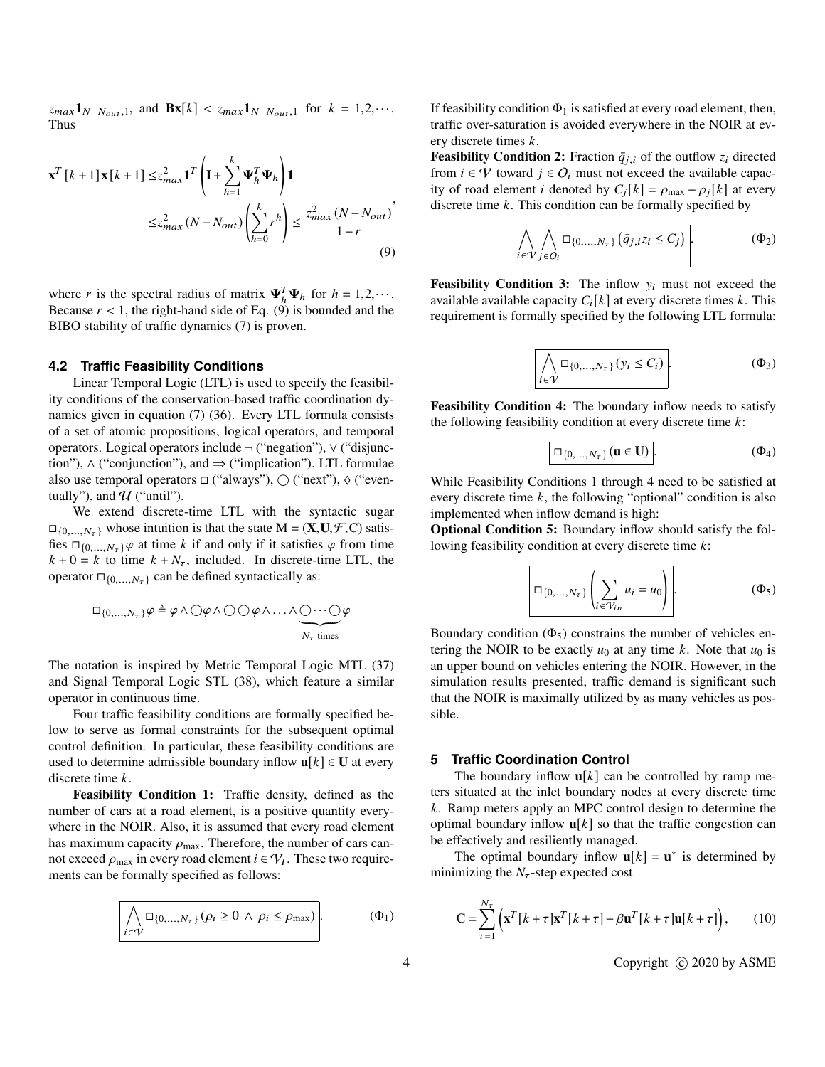$z_{max}\mathbf{1}_{N-N_{out},1}$, and $\mathbf{B}\mathbf{x}[k] < z_{max}\mathbf{1}_{N-N_{out},1}$ for $k = 1,2,\cdots$. Thus

$$
\begin{aligned}
\mathbf{x}^T[k+1]\mathbf{x}[k+1] \leq & z_{max}^2 \mathbf{1}^T \left(\mathbf{I} + \sum_{h=1}^{k} \mathbf{\Psi}_h^T \mathbf{\Psi}_h\right)\mathbf{1} \\
\leq & z_{max}^2 (N - N_{out}) \left(\sum_{h=0}^{k} r^h\right) \leq \frac{z_{max}^2 (N - N_{out})}{1-r},
\end{aligned}
\tag{9}
$$

where $r$ is the spectral radius of matrix $\mathbf{\Psi}_h^T\mathbf{\Psi}_h$ for $h = 1,2,\cdots$. Because $r < 1$, the right-hand side of Eq. (9) is bounded and the BIBO stability of traffic dynamics (7) is proven.

### 4.2 Traffic Feasibility Conditions

Linear Temporal Logic (LTL) is used to specify the feasibility conditions of the conservation-based traffic coordination dynamics given in equation (7) (36). Every LTL formula consists of a set of atomic propositions, logical operators, and temporal operators. Logical operators include $\neg$ ("negation"), $\vee$ ("disjunction"), $\wedge$ ("conjunction"), and $\Rightarrow$ ("implication"). LTL formulae also use temporal operators $\square$ ("always"), $\bigcirc$ ("next"), $\Diamond$ ("eventually"), and $\mathcal{U}$ ("until").

We extend discrete-time LTL with the syntactic sugar $\square_{\{0,\ldots,N_\tau\}}$ whose intuition is that the state $\mathrm{M} = (\mathbf{X},\mathbf{U},\mathcal{F},\mathrm{C})$ satisfies $\square_{\{0,\ldots,N_\tau\}}\varphi$ at time $k$ if and only if it satisfies $\varphi$ from time $k+0 = k$ to time $k + N_\tau$, included. In discrete-time LTL, the operator $\square_{\{0,\ldots,N_\tau\}}$ can be defined syntactically as:

$$
\square_{\{0,\ldots,N_\tau\}}\varphi \triangleq \varphi \wedge \bigcirc\varphi \wedge \bigcirc\bigcirc\varphi \wedge \ldots \wedge \underbrace{\bigcirc\cdots\bigcirc}_{N_\tau \text{ times}}\varphi
$$

The notation is inspired by Metric Temporal Logic MTL (37) and Signal Temporal Logic STL (38), which feature a similar operator in continuous time.

Four traffic feasibility conditions are formally specified below to serve as formal constraints for the subsequent optimal control definition. In particular, these feasibility conditions are used to determine admissible boundary inflow $\mathbf{u}[k] \in \mathbf{U}$ at every discrete time $k$.

**Feasibility Condition 1:** Traffic density, defined as the number of cars at a road element, is a positive quantity everywhere in the NOIR. Also, it is assumed that every road element has maximum capacity $\rho_{\max}$. Therefore, the number of cars cannot exceed $\rho_{\max}$ in every road element $i \in \mathcal{V}_I$. These two requirements can be formally specified as follows:

$$
\boxed{\bigwedge_{i\in\mathcal{V}} \square_{\{0,\ldots,N_\tau\}}\left(\rho_i \geq 0 \ \wedge\ \rho_i \leq \rho_{\max}\right)}. \tag{$\Phi_1$}
$$

If feasibility condition $\Phi_1$ is satisfied at every road element, then, traffic over-saturation is avoided everywhere in the NOIR at every discrete times $k$.

**Feasibility Condition 2:** Fraction $\bar{q}_{j,i}$ of the outflow $z_i$ directed from $i \in \mathcal{V}$ toward $j \in O_i$ must not exceed the available capacity of road element $i$ denoted by $C_j[k] = \rho_{\max} - \rho_j[k]$ at every discrete time $k$. This condition can be formally specified by

$$
\boxed{\bigwedge_{i\in\mathcal{V}} \bigwedge_{j\in O_i} \square_{\{0,\ldots,N_\tau\}}\left(\bar{q}_{j,i} z_i \leq C_j\right)}. \tag{$\Phi_2$}
$$

**Feasibility Condition 3:** The inflow $y_i$ must not exceed the available available capacity $C_i[k]$ at every discrete times $k$. This requirement is formally specified by the following LTL formula:

$$
\boxed{\bigwedge_{i\in\mathcal{V}} \square_{\{0,\ldots,N_\tau\}}\left(y_i \leq C_i\right)}. \tag{$\Phi_3$}
$$

**Feasibility Condition 4:** The boundary inflow needs to satisfy the following feasibility condition at every discrete time $k$:

$$
\boxed{\square_{\{0,\ldots,N_\tau\}}\left(\mathbf{u} \in \mathbf{U}\right)}. \tag{$\Phi_4$}
$$

While Feasibility Conditions 1 through 4 need to be satisfied at every discrete time $k$, the following "optional" condition is also implemented when inflow demand is high:

**Optional Condition 5:** Boundary inflow should satisfy the following feasibility condition at every discrete time $k$:

$$
\boxed{\square_{\{0,\ldots,N_\tau\}}\left(\sum_{i\in\mathcal{V}_{in}} u_i = u_0\right)}. \tag{$\Phi_5$}
$$

Boundary condition ($\Phi_5$) constrains the number of vehicles entering the NOIR to be exactly $u_0$ at any time $k$. Note that $u_0$ is an upper bound on vehicles entering the NOIR. However, in the simulation results presented, traffic demand is significant such that the NOIR is maximally utilized by as many vehicles as possible.

## 5 Traffic Coordination Control

The boundary inflow $\mathbf{u}[k]$ can be controlled by ramp meters situated at the inlet boundary nodes at every discrete time $k$. Ramp meters apply an MPC control design to determine the optimal boundary inflow $\mathbf{u}[k]$ so that the traffic congestion can be effectively and resiliently managed.

The optimal boundary inflow $\mathbf{u}[k] = \mathbf{u}^*$ is determined by minimizing the $N_\tau$-step expected cost

$$
\mathrm{C} = \sum_{\tau=1}^{N_\tau}\left(\mathbf{x}^T[k+\tau]\mathbf{x}^T[k+\tau] + \beta\mathbf{u}^T[k+\tau]\mathbf{u}[k+\tau]\right), \tag{10}
$$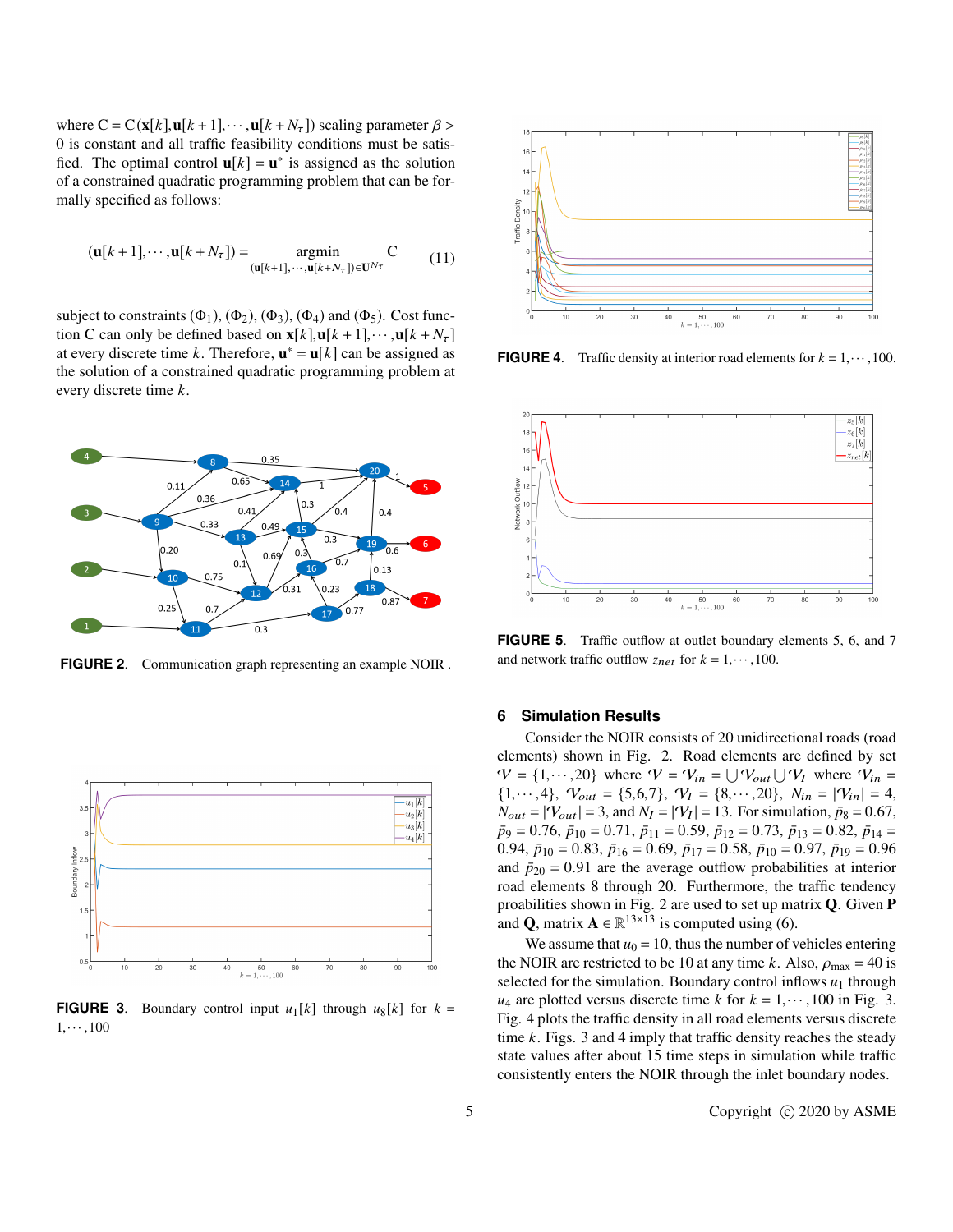where $\mathrm{C} = \mathrm{C}(\mathbf{x}[k], \mathbf{u}[k+1], \cdots, \mathbf{u}[k+N_\tau])$ scaling parameter $\beta > 0$ is constant and all traffic feasibility conditions must be satisfied. The optimal control $\mathbf{u}[k] = \mathbf{u}^*$ is assigned as the solution of a constrained quadratic programming problem that can be formally specified as follows:

$$(\mathbf{u}[k+1], \cdots, \mathbf{u}[k+N_\tau]) = \underset{(\mathbf{u}[k+1],\cdots,\mathbf{u}[k+N_\tau]) \in \mathbf{U}^{N_\tau}}{\text{argmin}} \quad \mathrm{C} \tag{11}$$

subject to constraints $(\Phi_1)$, $(\Phi_2)$, $(\Phi_3)$, $(\Phi_4)$ and $(\Phi_5)$. Cost function C can only be defined based on $\mathbf{x}[k], \mathbf{u}[k+1], \cdots, \mathbf{u}[k+N_\tau]$ at every discrete time $k$. Therefore, $\mathbf{u}^* = \mathbf{u}[k]$ can be assigned as the solution of a constrained quadratic programming problem at every discrete time $k$.

**FIGURE 2.** Communication graph representing an example NOIR .

**FIGURE 3.** Boundary control input $u_1[k]$ through $u_8[k]$ for $k = 1, \cdots, 100$

**FIGURE 4.** Traffic density at interior road elements for $k = 1, \cdots, 100$.

**FIGURE 5.** Traffic outflow at outlet boundary elements 5, 6, and 7 and network traffic outflow $z_{net}$ for $k = 1, \cdots, 100$.

## 6 Simulation Results

Consider the NOIR consists of 20 unidirectional roads (road elements) shown in Fig. 2. Road elements are defined by set $\mathcal{V} = \{1, \cdots, 20\}$ where $\mathcal{V} = \mathcal{V}_{in} = \bigcup \mathcal{V}_{out} \bigcup \mathcal{V}_I$ where $\mathcal{V}_{in} = \{1, \cdots, 4\}$, $\mathcal{V}_{out} = \{5, 6, 7\}$, $\mathcal{V}_I = \{8, \cdots, 20\}$, $N_{in} = |\mathcal{V}_{in}| = 4$, $N_{out} = |\mathcal{V}_{out}| = 3$, and $N_I = |\mathcal{V}_I| = 13$. For simulation, $\bar{p}_8 = 0.67$, $\bar{p}_9 = 0.76$, $\bar{p}_{10} = 0.71$, $\bar{p}_{11} = 0.59$, $\bar{p}_{12} = 0.73$, $\bar{p}_{13} = 0.82$, $\bar{p}_{14} = 0.94$, $\bar{p}_{10} = 0.83$, $\bar{p}_{16} = 0.69$, $\bar{p}_{17} = 0.58$, $\bar{p}_{10} = 0.97$, $\bar{p}_{19} = 0.96$ and $\bar{p}_{20} = 0.91$ are the average outflow probabilities at interior road elements 8 through 20. Furthermore, the traffic tendency proabilities shown in Fig. 2 are used to set up matrix $\mathbf{Q}$. Given $\mathbf{P}$ and $\mathbf{Q}$, matrix $\mathbf{A} \in \mathbb{R}^{13 \times 13}$ is computed using (6).

We assume that $u_0 = 10$, thus the number of vehicles entering the NOIR are restricted to be 10 at any time $k$. Also, $\rho_{\max} = 40$ is selected for the simulation. Boundary control inflows $u_1$ through $u_4$ are plotted versus discrete time $k$ for $k = 1, \cdots, 100$ in Fig. 3. Fig. 4 plots the traffic density in all road elements versus discrete time $k$. Figs. 3 and 4 imply that traffic density reaches the steady state values after about 15 time steps in simulation while traffic consistently enters the NOIR through the inlet boundary nodes.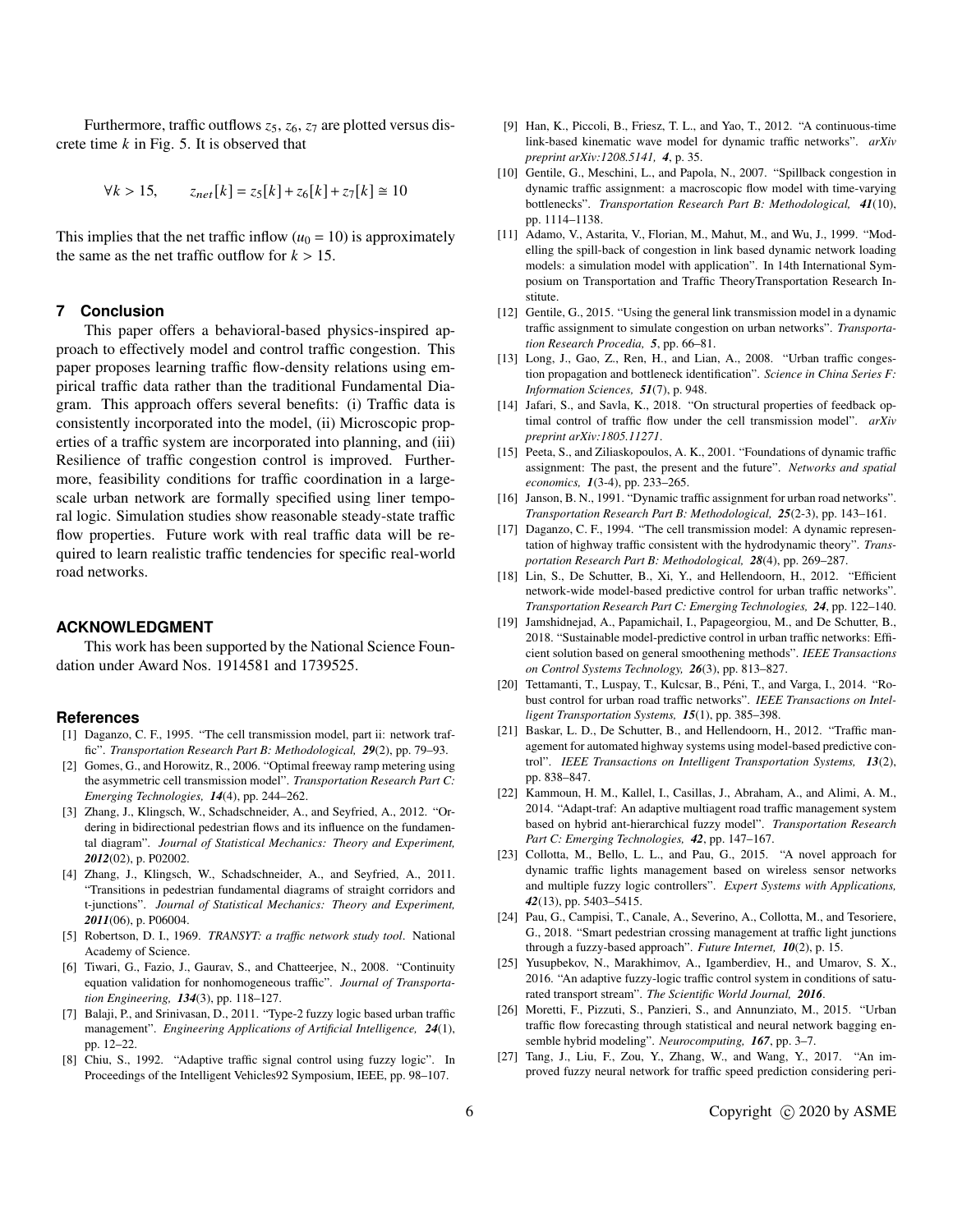Furthermore, traffic outflows $z_5$, $z_6$, $z_7$ are plotted versus discrete time $k$ in Fig. 5. It is observed that

$$\forall k > 15, \qquad z_{net}[k] = z_5[k] + z_6[k] + z_7[k] \cong 10$$

This implies that the net traffic inflow ($u_0 = 10$) is approximately the same as the net traffic outflow for $k > 15$.

## 7 Conclusion

This paper offers a behavioral-based physics-inspired approach to effectively model and control traffic congestion. This paper proposes learning traffic flow-density relations using empirical traffic data rather than the traditional Fundamental Diagram. This approach offers several benefits: (i) Traffic data is consistently incorporated into the model, (ii) Microscopic properties of a traffic system are incorporated into planning, and (iii) Resilience of traffic congestion control is improved. Furthermore, feasibility conditions for traffic coordination in a large-scale urban network are formally specified using liner temporal logic. Simulation studies show reasonable steady-state traffic flow properties. Future work with real traffic data will be required to learn realistic traffic tendencies for specific real-world road networks.

## ACKNOWLEDGMENT

This work has been supported by the National Science Foundation under Award Nos. 1914581 and 1739525.

## References

[1] Daganzo, C. F., 1995. "The cell transmission model, part ii: network traffic". *Transportation Research Part B: Methodological, **29***(2), pp. 79–93.

[2] Gomes, G., and Horowitz, R., 2006. "Optimal freeway ramp metering using the asymmetric cell transmission model". *Transportation Research Part C: Emerging Technologies, **14***(4), pp. 244–262.

[3] Zhang, J., Klingsch, W., Schadschneider, A., and Seyfried, A., 2012. "Ordering in bidirectional pedestrian flows and its influence on the fundamental diagram". *Journal of Statistical Mechanics: Theory and Experiment, **2012***(02), p. P02002.

[4] Zhang, J., Klingsch, W., Schadschneider, A., and Seyfried, A., 2011. "Transitions in pedestrian fundamental diagrams of straight corridors and t-junctions". *Journal of Statistical Mechanics: Theory and Experiment, **2011***(06), p. P06004.

[5] Robertson, D. I., 1969. *TRANSYT: a traffic network study tool*. National Academy of Science.

[6] Tiwari, G., Fazio, J., Gaurav, S., and Chatteerjee, N., 2008. "Continuity equation validation for nonhomogeneous traffic". *Journal of Transportation Engineering, **134***(3), pp. 118–127.

[7] Balaji, P., and Srinivasan, D., 2011. "Type-2 fuzzy logic based urban traffic management". *Engineering Applications of Artificial Intelligence, **24***(1), pp. 12–22.

[8] Chiu, S., 1992. "Adaptive traffic signal control using fuzzy logic". In Proceedings of the Intelligent Vehicles92 Symposium, IEEE, pp. 98–107.

[9] Han, K., Piccoli, B., Friesz, T. L., and Yao, T., 2012. "A continuous-time link-based kinematic wave model for dynamic traffic networks". *arXiv preprint arXiv:1208.5141, **4***, p. 35.

[10] Gentile, G., Meschini, L., and Papola, N., 2007. "Spillback congestion in dynamic traffic assignment: a macroscopic flow model with time-varying bottlenecks". *Transportation Research Part B: Methodological, **41***(10), pp. 1114–1138.

[11] Adamo, V., Astarita, V., Florian, M., Mahut, M., and Wu, J., 1999. "Modelling the spill-back of congestion in link based dynamic network loading models: a simulation model with application". In 14th International Symposium on Transportation and Traffic TheoryTransportation Research Institute.

[12] Gentile, G., 2015. "Using the general link transmission model in a dynamic traffic assignment to simulate congestion on urban networks". *Transportation Research Procedia, **5***, pp. 66–81.

[13] Long, J., Gao, Z., Ren, H., and Lian, A., 2008. "Urban traffic congestion propagation and bottleneck identification". *Science in China Series F: Information Sciences, **51***(7), p. 948.

[14] Jafari, S., and Savla, K., 2018. "On structural properties of feedback optimal control of traffic flow under the cell transmission model". *arXiv preprint arXiv:1805.11271*.

[15] Peeta, S., and Ziliaskopoulos, A. K., 2001. "Foundations of dynamic traffic assignment: The past, the present and the future". *Networks and spatial economics, **1***(3-4), pp. 233–265.

[16] Janson, B. N., 1991. "Dynamic traffic assignment for urban road networks". *Transportation Research Part B: Methodological, **25***(2-3), pp. 143–161.

[17] Daganzo, C. F., 1994. "The cell transmission model: A dynamic representation of highway traffic consistent with the hydrodynamic theory". *Transportation Research Part B: Methodological, **28***(4), pp. 269–287.

[18] Lin, S., De Schutter, B., Xi, Y., and Hellendoorn, H., 2012. "Efficient network-wide model-based predictive control for urban traffic networks". *Transportation Research Part C: Emerging Technologies, **24***, pp. 122–140.

[19] Jamshidnejad, A., Papamichail, I., Papageorgiou, M., and De Schutter, B., 2018. "Sustainable model-predictive control in urban traffic networks: Efficient solution based on general smoothening methods". *IEEE Transactions on Control Systems Technology, **26***(3), pp. 813–827.

[20] Tettamanti, T., Luspay, T., Kulcsar, B., Péni, T., and Varga, I., 2014. "Robust control for urban road traffic networks". *IEEE Transactions on Intelligent Transportation Systems, **15***(1), pp. 385–398.

[21] Baskar, L. D., De Schutter, B., and Hellendoorn, H., 2012. "Traffic management for automated highway systems using model-based predictive control". *IEEE Transactions on Intelligent Transportation Systems, **13***(2), pp. 838–847.

[22] Kammoun, H. M., Kallel, I., Casillas, J., Abraham, A., and Alimi, A. M., 2014. "Adapt-traf: An adaptive multiagent road traffic management system based on hybrid ant-hierarchical fuzzy model". *Transportation Research Part C: Emerging Technologies, **42***, pp. 147–167.

[23] Collotta, M., Bello, L. L., and Pau, G., 2015. "A novel approach for dynamic traffic lights management based on wireless sensor networks and multiple fuzzy logic controllers". *Expert Systems with Applications, **42***(13), pp. 5403–5415.

[24] Pau, G., Campisi, T., Canale, A., Severino, A., Collotta, M., and Tesoriere, G., 2018. "Smart pedestrian crossing management at traffic light junctions through a fuzzy-based approach". *Future Internet, **10***(2), p. 15.

[25] Yusupbekov, N., Marakhimov, A., Igamberdiev, H., and Umarov, S. X., 2016. "An adaptive fuzzy-logic traffic control system in conditions of saturated transport stream". *The Scientific World Journal, **2016***.

[26] Moretti, F., Pizzuti, S., Panzieri, S., and Annunziato, M., 2015. "Urban traffic flow forecasting through statistical and neural network bagging ensemble hybrid modeling". *Neurocomputing, **167***, pp. 3–7.

[27] Tang, J., Liu, F., Zou, Y., Zhang, W., and Wang, Y., 2017. "An improved fuzzy neural network for traffic speed prediction considering peri-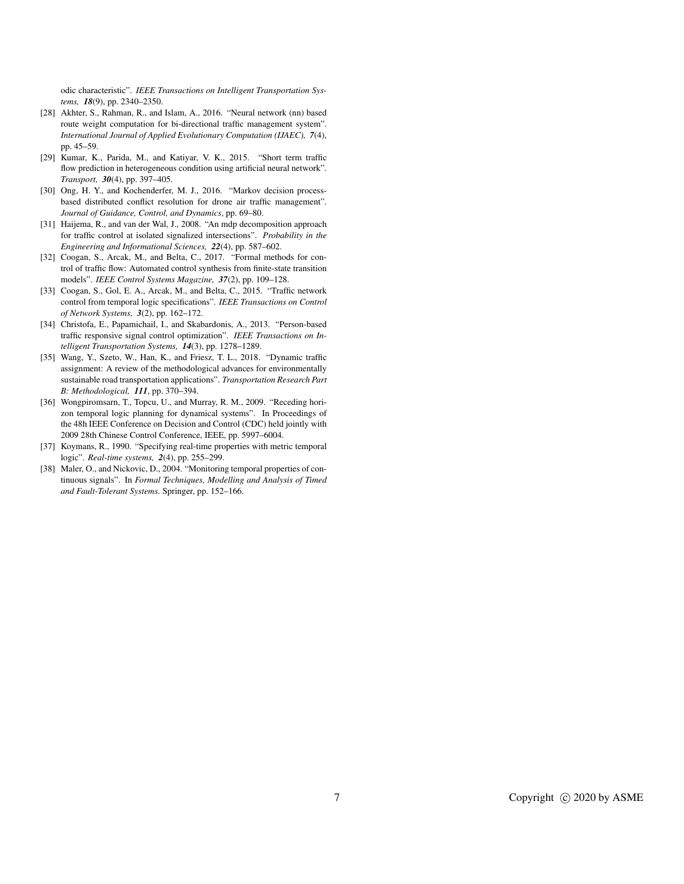odic characteristic". *IEEE Transactions on Intelligent Transportation Systems,* ***18***(9), pp. 2340–2350.

[28] Akhter, S., Rahman, R., and Islam, A., 2016. "Neural network (nn) based route weight computation for bi-directional traffic management system". *International Journal of Applied Evolutionary Computation (IJAEC),* ***7***(4), pp. 45–59.

[29] Kumar, K., Parida, M., and Katiyar, V. K., 2015. "Short term traffic flow prediction in heterogeneous condition using artificial neural network". *Transport,* ***30***(4), pp. 397–405.

[30] Ong, H. Y., and Kochenderfer, M. J., 2016. "Markov decision process-based distributed conflict resolution for drone air traffic management". *Journal of Guidance, Control, and Dynamics*, pp. 69–80.

[31] Haijema, R., and van der Wal, J., 2008. "An mdp decomposition approach for traffic control at isolated signalized intersections". *Probability in the Engineering and Informational Sciences,* ***22***(4), pp. 587–602.

[32] Coogan, S., Arcak, M., and Belta, C., 2017. "Formal methods for control of traffic flow: Automated control synthesis from finite-state transition models". *IEEE Control Systems Magazine,* ***37***(2), pp. 109–128.

[33] Coogan, S., Gol, E. A., Arcak, M., and Belta, C., 2015. "Traffic network control from temporal logic specifications". *IEEE Transactions on Control of Network Systems,* ***3***(2), pp. 162–172.

[34] Christofa, E., Papamichail, I., and Skabardonis, A., 2013. "Person-based traffic responsive signal control optimization". *IEEE Transactions on Intelligent Transportation Systems,* ***14***(3), pp. 1278–1289.

[35] Wang, Y., Szeto, W., Han, K., and Friesz, T. L., 2018. "Dynamic traffic assignment: A review of the methodological advances for environmentally sustainable road transportation applications". *Transportation Research Part B: Methodological,* ***111***, pp. 370–394.

[36] Wongpiromsarn, T., Topcu, U., and Murray, R. M., 2009. "Receding horizon temporal logic planning for dynamical systems". In Proceedings of the 48h IEEE Conference on Decision and Control (CDC) held jointly with 2009 28th Chinese Control Conference, IEEE, pp. 5997–6004.

[37] Koymans, R., 1990. "Specifying real-time properties with metric temporal logic". *Real-time systems,* ***2***(4), pp. 255–299.

[38] Maler, O., and Nickovic, D., 2004. "Monitoring temporal properties of continuous signals". In *Formal Techniques, Modelling and Analysis of Timed and Fault-Tolerant Systems*. Springer, pp. 152–166.